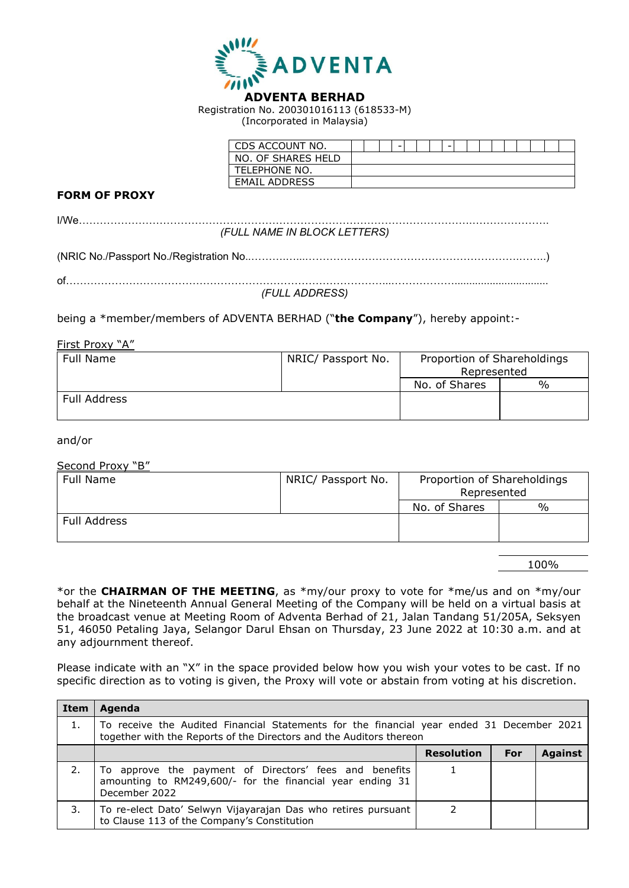**ADVENTA**

**ADVENTA BERHAD**
Registration No. 200301016113 (618533-M)
(Incorporated in Malaysia)

| CDS ACCOUNT NO. | - - |
|---|---|
| NO. OF SHARES HELD | |
| TELEPHONE NO. | |
| EMAIL ADDRESS | |

**FORM OF PROXY**

I/We……………………………………………………………………………………………………………………

*(FULL NAME IN BLOCK LETTERS)*

(NRIC No./Passport No./Registration No..……………………………………………………………………………)

of……………………………………………………………………………………………………………………

*(FULL ADDRESS)*

being a *member/members of ADVENTA BERHAD ("**the Company**"), hereby appoint:-

First Proxy "A"

| Full Name | NRIC/ Passport No. | Proportion of Shareholdings Represented | |
|---|---|---|---|
| | | No. of Shares | % |
| Full Address | | | |

and/or

Second Proxy "B"

| Full Name | NRIC/ Passport No. | Proportion of Shareholdings Represented | |
|---|---|---|---|
| | | No. of Shares | % |
| Full Address | | | |

100%

*or the **CHAIRMAN OF THE MEETING**, as *my/our proxy to vote for *me/us and on *my/our behalf at the Nineteenth Annual General Meeting of the Company will be held on a virtual basis at the broadcast venue at Meeting Room of Adventa Berhad of 21, Jalan Tandang 51/205A, Seksyen 51, 46050 Petaling Jaya, Selangor Darul Ehsan on Thursday, 23 June 2022 at 10:30 a.m. and at any adjournment thereof.

Please indicate with an "X" in the space provided below how you wish your votes to be cast. If no specific direction as to voting is given, the Proxy will vote or abstain from voting at his discretion.

| Item | Agenda | Resolution | For | Against |
|---|---|---|---|---|
| 1. | To receive the Audited Financial Statements for the financial year ended 31 December 2021 together with the Reports of the Directors and the Auditors thereon | | | |
| 2. | To approve the payment of Directors' fees and benefits amounting to RM249,600/- for the financial year ending 31 December 2022 | 1 | | |
| 3. | To re-elect Dato' Selwyn Vijayarajan Das who retires pursuant to Clause 113 of the Company's Constitution | 2 | | |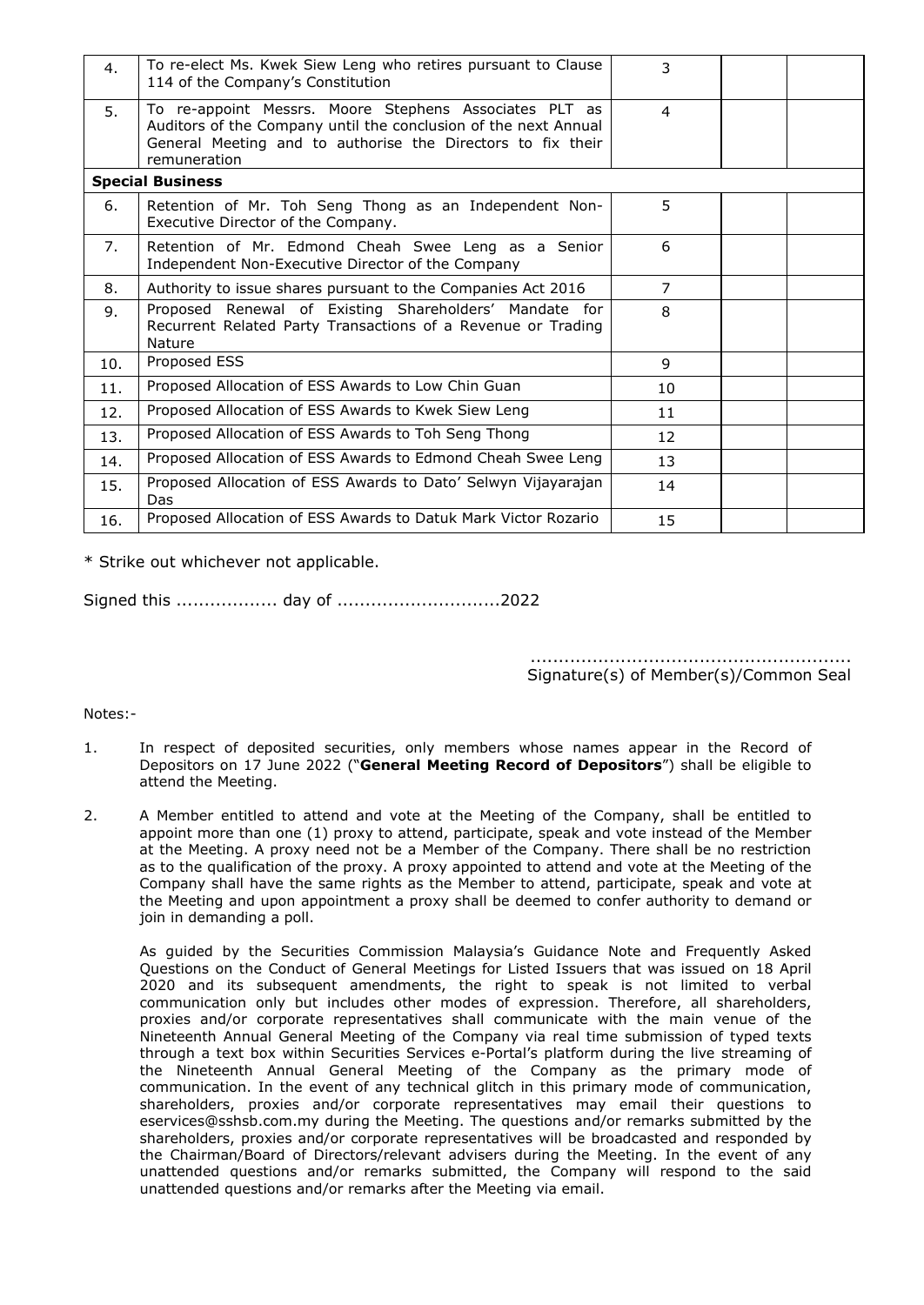| | | | | |
|---|---|---|---|---|
| 4. | To re-elect Ms. Kwek Siew Leng who retires pursuant to Clause 114 of the Company's Constitution | 3 | | |
| 5. | To re-appoint Messrs. Moore Stephens Associates PLT as Auditors of the Company until the conclusion of the next Annual General Meeting and to authorise the Directors to fix their remuneration | 4 | | |
| **Special Business** | | | | |
| 6. | Retention of Mr. Toh Seng Thong as an Independent Non-Executive Director of the Company. | 5 | | |
| 7. | Retention of Mr. Edmond Cheah Swee Leng as a Senior Independent Non-Executive Director of the Company | 6 | | |
| 8. | Authority to issue shares pursuant to the Companies Act 2016 | 7 | | |
| 9. | Proposed Renewal of Existing Shareholders' Mandate for Recurrent Related Party Transactions of a Revenue or Trading Nature | 8 | | |
| 10. | Proposed ESS | 9 | | |
| 11. | Proposed Allocation of ESS Awards to Low Chin Guan | 10 | | |
| 12. | Proposed Allocation of ESS Awards to Kwek Siew Leng | 11 | | |
| 13. | Proposed Allocation of ESS Awards to Toh Seng Thong | 12 | | |
| 14. | Proposed Allocation of ESS Awards to Edmond Cheah Swee Leng | 13 | | |
| 15. | Proposed Allocation of ESS Awards to Dato' Selwyn Vijayarajan Das | 14 | | |
| 16. | Proposed Allocation of ESS Awards to Datuk Mark Victor Rozario | 15 | | |

* Strike out whichever not applicable.

Signed this .................. day of .............................2022

........................................................
Signature(s) of Member(s)/Common Seal

Notes:-

1. In respect of deposited securities, only members whose names appear in the Record of Depositors on 17 June 2022 ("**General Meeting Record of Depositors**") shall be eligible to attend the Meeting.

2. A Member entitled to attend and vote at the Meeting of the Company, shall be entitled to appoint more than one (1) proxy to attend, participate, speak and vote instead of the Member at the Meeting. A proxy need not be a Member of the Company. There shall be no restriction as to the qualification of the proxy. A proxy appointed to attend and vote at the Meeting of the Company shall have the same rights as the Member to attend, participate, speak and vote at the Meeting and upon appointment a proxy shall be deemed to confer authority to demand or join in demanding a poll.

   As guided by the Securities Commission Malaysia's Guidance Note and Frequently Asked Questions on the Conduct of General Meetings for Listed Issuers that was issued on 18 April 2020 and its subsequent amendments, the right to speak is not limited to verbal communication only but includes other modes of expression. Therefore, all shareholders, proxies and/or corporate representatives shall communicate with the main venue of the Nineteenth Annual General Meeting of the Company via real time submission of typed texts through a text box within Securities Services e-Portal's platform during the live streaming of the Nineteenth Annual General Meeting of the Company as the primary mode of communication. In the event of any technical glitch in this primary mode of communication, shareholders, proxies and/or corporate representatives may email their questions to eservices@sshsb.com.my during the Meeting. The questions and/or remarks submitted by the shareholders, proxies and/or corporate representatives will be broadcasted and responded by the Chairman/Board of Directors/relevant advisers during the Meeting. In the event of any unattended questions and/or remarks submitted, the Company will respond to the said unattended questions and/or remarks after the Meeting via email.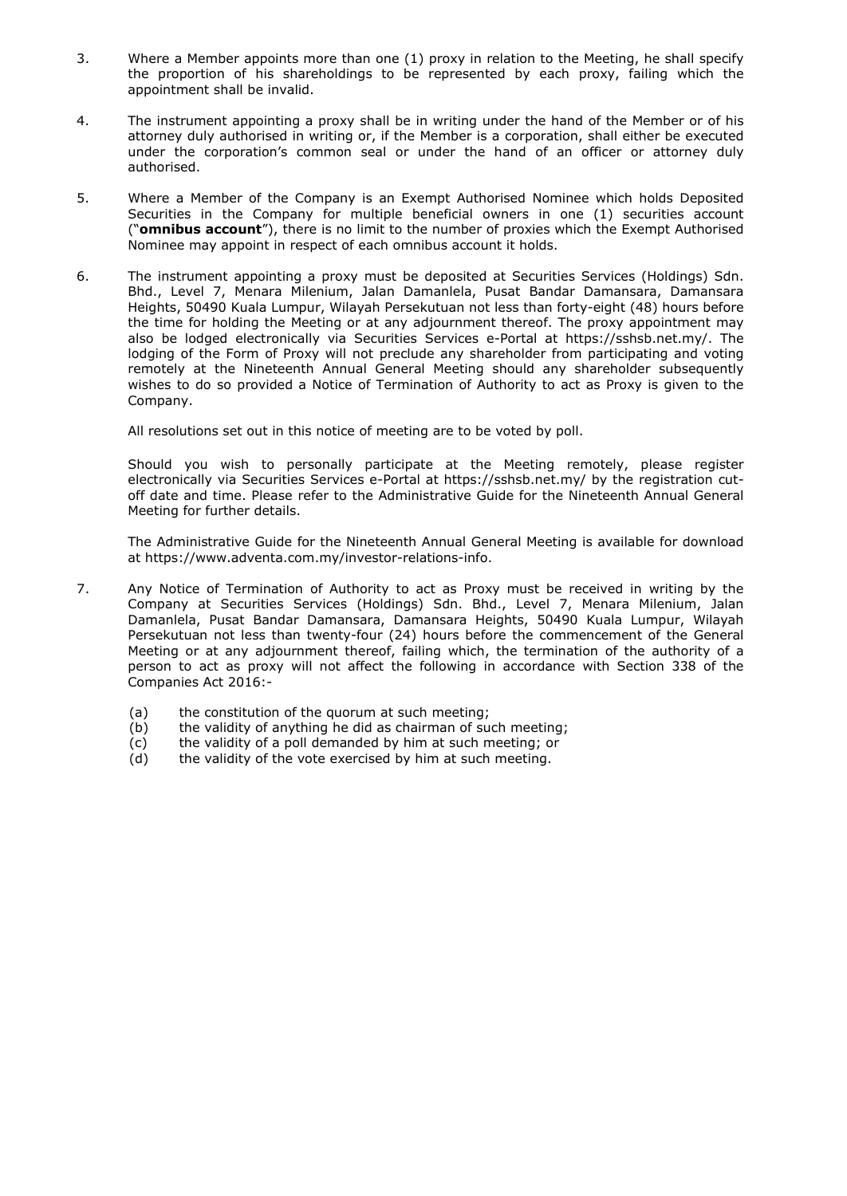3. Where a Member appoints more than one (1) proxy in relation to the Meeting, he shall specify the proportion of his shareholdings to be represented by each proxy, failing which the appointment shall be invalid.

4. The instrument appointing a proxy shall be in writing under the hand of the Member or of his attorney duly authorised in writing or, if the Member is a corporation, shall either be executed under the corporation's common seal or under the hand of an officer or attorney duly authorised.

5. Where a Member of the Company is an Exempt Authorised Nominee which holds Deposited Securities in the Company for multiple beneficial owners in one (1) securities account ("**omnibus account**"), there is no limit to the number of proxies which the Exempt Authorised Nominee may appoint in respect of each omnibus account it holds.

6. The instrument appointing a proxy must be deposited at Securities Services (Holdings) Sdn. Bhd., Level 7, Menara Milenium, Jalan Damanlela, Pusat Bandar Damansara, Damansara Heights, 50490 Kuala Lumpur, Wilayah Persekutuan not less than forty-eight (48) hours before the time for holding the Meeting or at any adjournment thereof. The proxy appointment may also be lodged electronically via Securities Services e-Portal at https://sshsb.net.my/. The lodging of the Form of Proxy will not preclude any shareholder from participating and voting remotely at the Nineteenth Annual General Meeting should any shareholder subsequently wishes to do so provided a Notice of Termination of Authority to act as Proxy is given to the Company.

   All resolutions set out in this notice of meeting are to be voted by poll.

   Should you wish to personally participate at the Meeting remotely, please register electronically via Securities Services e-Portal at https://sshsb.net.my/ by the registration cut-off date and time. Please refer to the Administrative Guide for the Nineteenth Annual General Meeting for further details.

   The Administrative Guide for the Nineteenth Annual General Meeting is available for download at https://www.adventa.com.my/investor-relations-info.

7. Any Notice of Termination of Authority to act as Proxy must be received in writing by the Company at Securities Services (Holdings) Sdn. Bhd., Level 7, Menara Milenium, Jalan Damanlela, Pusat Bandar Damansara, Damansara Heights, 50490 Kuala Lumpur, Wilayah Persekutuan not less than twenty-four (24) hours before the commencement of the General Meeting or at any adjournment thereof, failing which, the termination of the authority of a person to act as proxy will not affect the following in accordance with Section 338 of the Companies Act 2016:-

   (a) the constitution of the quorum at such meeting;
   (b) the validity of anything he did as chairman of such meeting;
   (c) the validity of a poll demanded by him at such meeting; or
   (d) the validity of the vote exercised by him at such meeting.